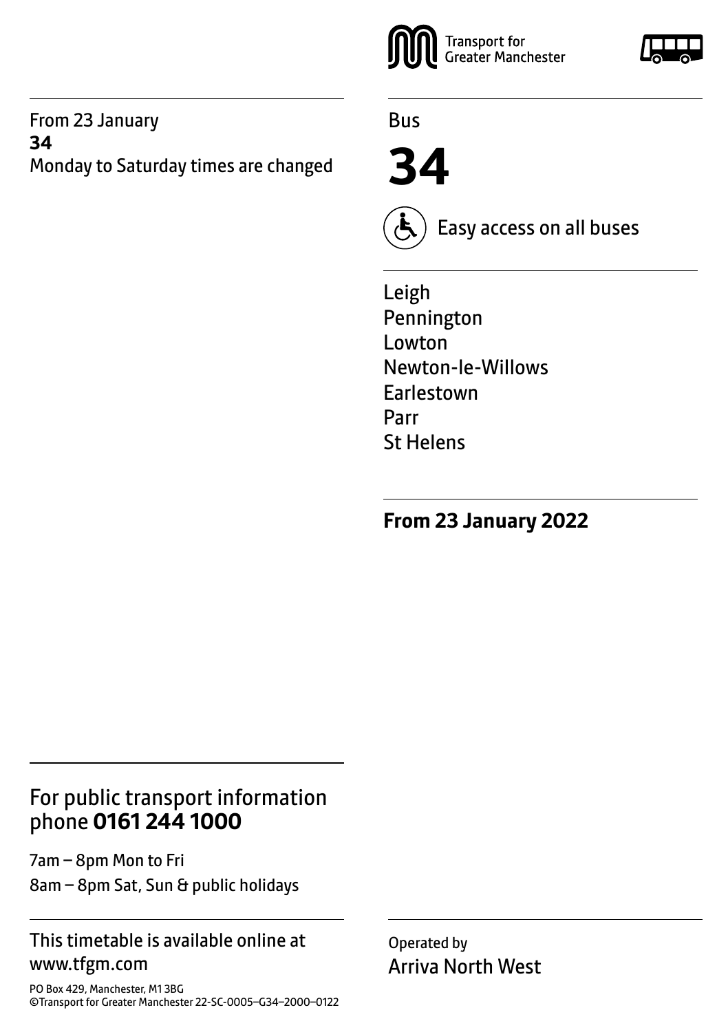From 23 January
**34**
Monday to Saturday times are changed

Transport for Greater Manchester

Bus

# 34

Easy access on all buses

Leigh
Pennington
Lowton
Newton-le-Willows
Earlestown
Parr
St Helens

**From 23 January 2022**

## For public transport information phone **0161 244 1000**

7am – 8pm Mon to Fri
8am – 8pm Sat, Sun & public holidays

This timetable is available online at www.tfgm.com

PO Box 429, Manchester, M1 3BG
©Transport for Greater Manchester 22-SC-0005–G34–2000–0122

Operated by
Arriva North West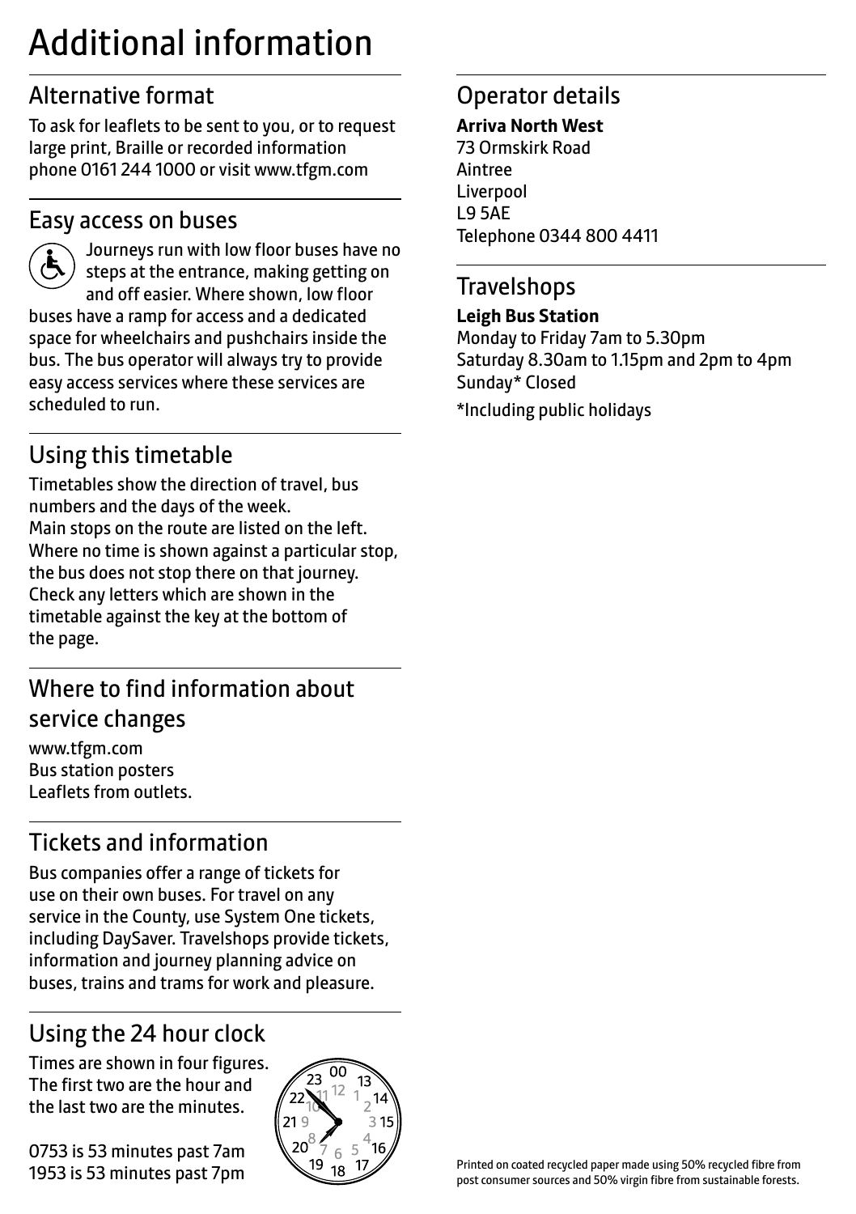# Additional information

## Alternative format

To ask for leaflets to be sent to you, or to request large print, Braille or recorded information phone 0161 244 1000 or visit www.tfgm.com

## Easy access on buses

Journeys run with low floor buses have no steps at the entrance, making getting on and off easier. Where shown, low floor buses have a ramp for access and a dedicated space for wheelchairs and pushchairs inside the bus. The bus operator will always try to provide easy access services where these services are scheduled to run.

## Using this timetable

Timetables show the direction of travel, bus numbers and the days of the week.
Main stops on the route are listed on the left.
Where no time is shown against a particular stop, the bus does not stop there on that journey.
Check any letters which are shown in the timetable against the key at the bottom of the page.

## Where to find information about service changes

www.tfgm.com
Bus station posters
Leaflets from outlets.

## Tickets and information

Bus companies offer a range of tickets for use on their own buses. For travel on any service in the County, use System One tickets, including DaySaver. Travelshops provide tickets, information and journey planning advice on buses, trains and trams for work and pleasure.

## Using the 24 hour clock

Times are shown in four figures.
The first two are the hour and the last two are the minutes.

0753 is 53 minutes past 7am
1953 is 53 minutes past 7pm

## Operator details

**Arriva North West**
73 Ormskirk Road
Aintree
Liverpool
L9 5AE
Telephone 0344 800 4411

## Travelshops

**Leigh Bus Station**
Monday to Friday 7am to 5.30pm
Saturday 8.30am to 1.15pm and 2pm to 4pm
Sunday* Closed

*Including public holidays

Printed on coated recycled paper made using 50% recycled fibre from post consumer sources and 50% virgin fibre from sustainable forests.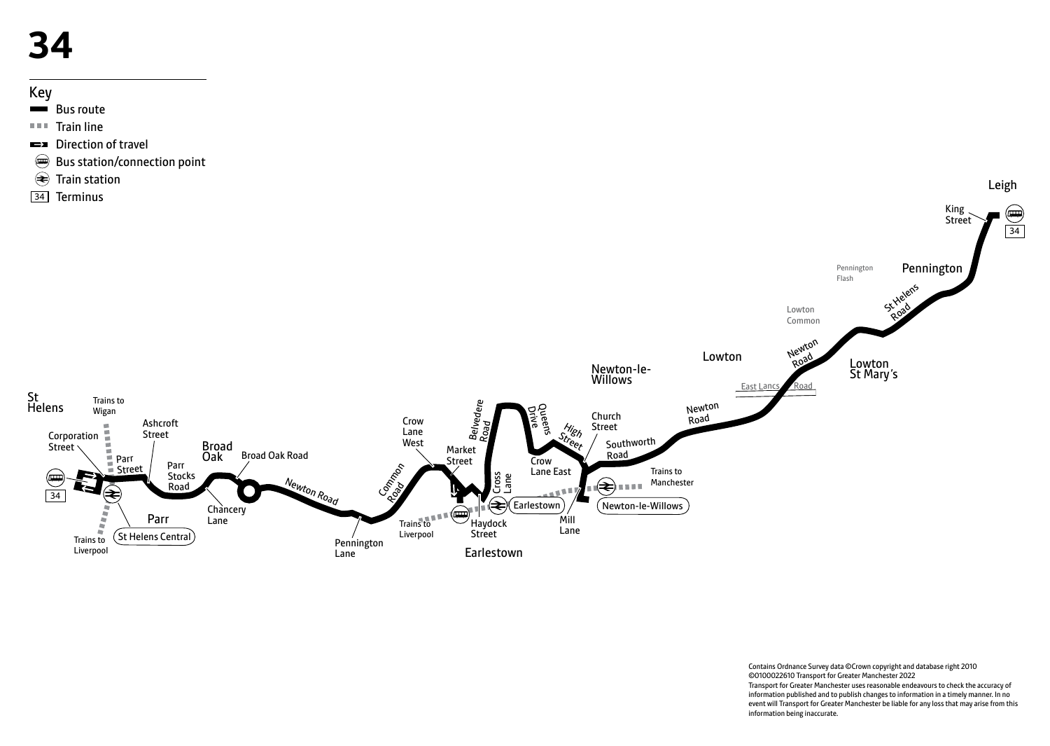# 34

## Key

- Bus route
- Train line
- Direction of travel
- Bus station/connection point
- Train station
- 34 Terminus

St Helens

Trains to Wigan

Corporation Street

Ashcroft Street

Parr Street

Parr Stocks Road

Broad Oak

Broad Oak Road

34

Parr

St Helens Central

Trains to Liverpool

Chancery Lane

Newton Road

Pennington Lane

Common Road

Crow Lane West

Market Street

Belvedere Road

Cross Lane

Trains to Liverpool

Haydock Street

Earlestown

Queens Drive

Crow Lane East

High Street

Church Street

Southworth Road

Mill Lane

Trains to Manchester

Newton-le-Willows

Newton Road

East Lancs Road

Lowton

Lowton Common

Newton Road

Lowton St Mary's

Pennington Flash

Pennington

St Helens Road

King Street

Leigh

34

Contains Ordnance Survey data ©Crown copyright and database right 2010 ©0100022610 Transport for Greater Manchester 2022
Transport for Greater Manchester uses reasonable endeavours to check the accuracy of information published and to publish changes to information in a timely manner. In no event will Transport for Greater Manchester be liable for any loss that may arise from this information being inaccurate.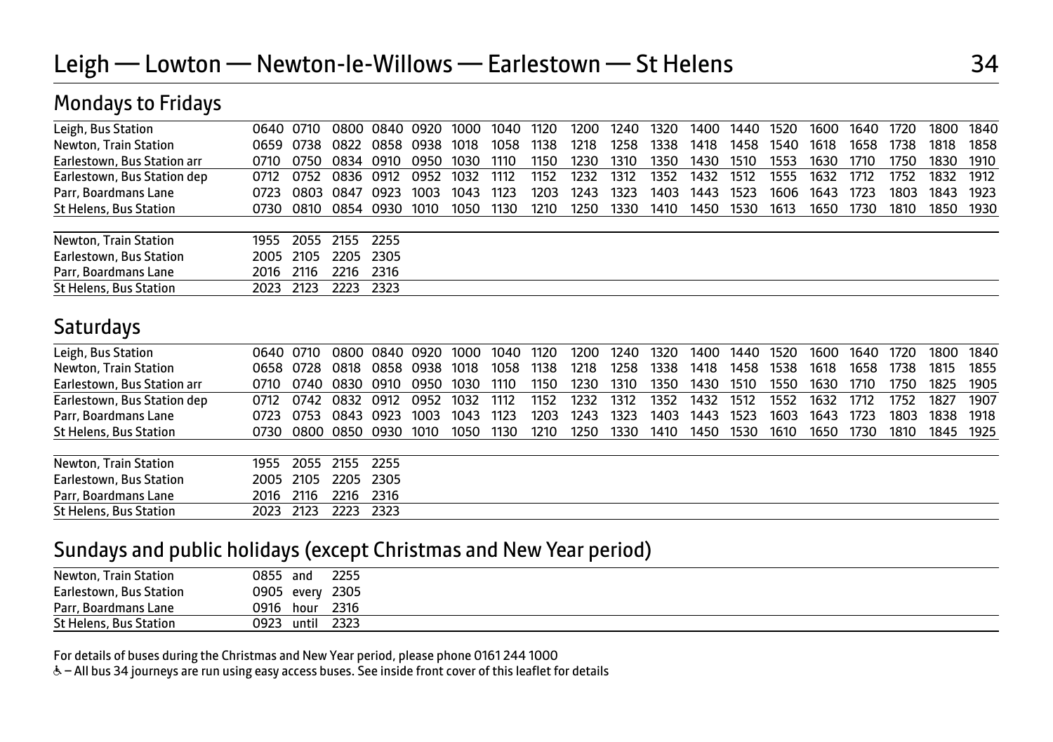# Leigh — Lowton — Newton-le-Willows — Earlestown — St Helens

34

## Mondays to Fridays

| | | | | | | | | | | | | | | | | | | | |
|---|---|---|---|---|---|---|---|---|---|---|---|---|---|---|---|---|---|---|---|
| Leigh, Bus Station | 0640 | 0710 | 0800 | 0840 | 0920 | 1000 | 1040 | 1120 | 1200 | 1240 | 1320 | 1400 | 1440 | 1520 | 1600 | 1640 | 1720 | 1800 | 1840 |
| Newton, Train Station | 0659 | 0738 | 0822 | 0858 | 0938 | 1018 | 1058 | 1138 | 1218 | 1258 | 1338 | 1418 | 1458 | 1540 | 1618 | 1658 | 1738 | 1818 | 1858 |
| Earlestown, Bus Station arr | 0710 | 0750 | 0834 | 0910 | 0950 | 1030 | 1110 | 1150 | 1230 | 1310 | 1350 | 1430 | 1510 | 1553 | 1630 | 1710 | 1750 | 1830 | 1910 |
| Earlestown, Bus Station dep | 0712 | 0752 | 0836 | 0912 | 0952 | 1032 | 1112 | 1152 | 1232 | 1312 | 1352 | 1432 | 1512 | 1555 | 1632 | 1712 | 1752 | 1832 | 1912 |
| Parr, Boardmans Lane | 0723 | 0803 | 0847 | 0923 | 1003 | 1043 | 1123 | 1203 | 1243 | 1323 | 1403 | 1443 | 1523 | 1606 | 1643 | 1723 | 1803 | 1843 | 1923 |
| St Helens, Bus Station | 0730 | 0810 | 0854 | 0930 | 1010 | 1050 | 1130 | 1210 | 1250 | 1330 | 1410 | 1450 | 1530 | 1613 | 1650 | 1730 | 1810 | 1850 | 1930 |

| | | | | |
|---|---|---|---|---|
| Newton, Train Station | 1955 | 2055 | 2155 | 2255 |
| Earlestown, Bus Station | 2005 | 2105 | 2205 | 2305 |
| Parr, Boardmans Lane | 2016 | 2116 | 2216 | 2316 |
| St Helens, Bus Station | 2023 | 2123 | 2223 | 2323 |

## Saturdays

| | | | | | | | | | | | | | | | | | | | |
|---|---|---|---|---|---|---|---|---|---|---|---|---|---|---|---|---|---|---|---|
| Leigh, Bus Station | 0640 | 0710 | 0800 | 0840 | 0920 | 1000 | 1040 | 1120 | 1200 | 1240 | 1320 | 1400 | 1440 | 1520 | 1600 | 1640 | 1720 | 1800 | 1840 |
| Newton, Train Station | 0658 | 0728 | 0818 | 0858 | 0938 | 1018 | 1058 | 1138 | 1218 | 1258 | 1338 | 1418 | 1458 | 1538 | 1618 | 1658 | 1738 | 1815 | 1855 |
| Earlestown, Bus Station arr | 0710 | 0740 | 0830 | 0910 | 0950 | 1030 | 1110 | 1150 | 1230 | 1310 | 1350 | 1430 | 1510 | 1550 | 1630 | 1710 | 1750 | 1825 | 1905 |
| Earlestown, Bus Station dep | 0712 | 0742 | 0832 | 0912 | 0952 | 1032 | 1112 | 1152 | 1232 | 1312 | 1352 | 1432 | 1512 | 1552 | 1632 | 1712 | 1752 | 1827 | 1907 |
| Parr, Boardmans Lane | 0723 | 0753 | 0843 | 0923 | 1003 | 1043 | 1123 | 1203 | 1243 | 1323 | 1403 | 1443 | 1523 | 1603 | 1643 | 1723 | 1803 | 1838 | 1918 |
| St Helens, Bus Station | 0730 | 0800 | 0850 | 0930 | 1010 | 1050 | 1130 | 1210 | 1250 | 1330 | 1410 | 1450 | 1530 | 1610 | 1650 | 1730 | 1810 | 1845 | 1925 |

| | | | | |
|---|---|---|---|---|
| Newton, Train Station | 1955 | 2055 | 2155 | 2255 |
| Earlestown, Bus Station | 2005 | 2105 | 2205 | 2305 |
| Parr, Boardmans Lane | 2016 | 2116 | 2216 | 2316 |
| St Helens, Bus Station | 2023 | 2123 | 2223 | 2323 |

## Sundays and public holidays (except Christmas and New Year period)

| | | | |
|---|---|---|---|
| Newton, Train Station | 0855 | and | 2255 |
| Earlestown, Bus Station | 0905 | every | 2305 |
| Parr, Boardmans Lane | 0916 | hour | 2316 |
| St Helens, Bus Station | 0923 | until | 2323 |

For details of buses during the Christmas and New Year period, please phone 0161 244 1000

♿ – All bus 34 journeys are run using easy access buses. See inside front cover of this leaflet for details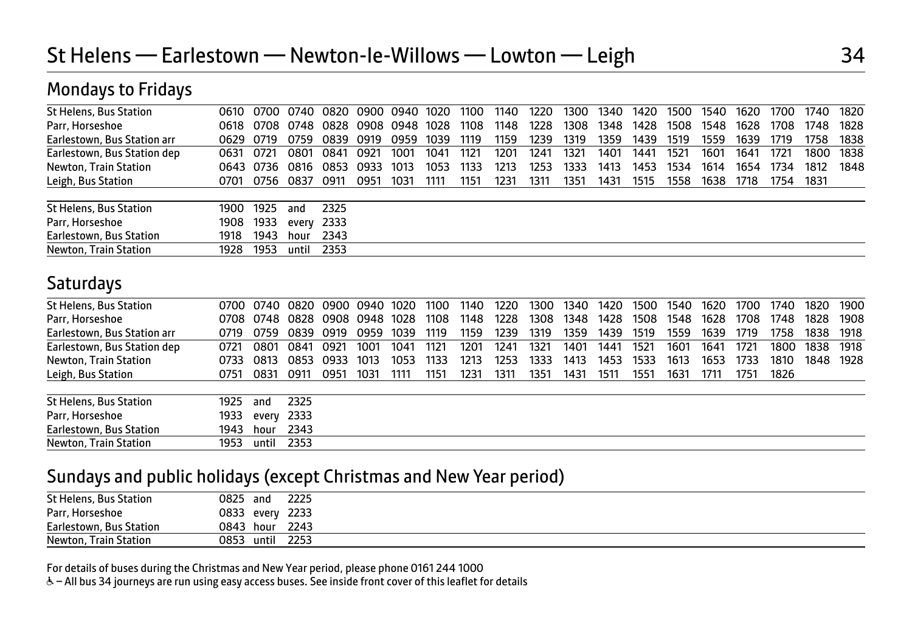# St Helens — Earlestown — Newton-le-Willows — Lowton — Leigh

34

## Mondays to Fridays

| | | | | | | | | | | | | | | | | | | | |
|---|---|---|---|---|---|---|---|---|---|---|---|---|---|---|---|---|---|---|---|
| St Helens, Bus Station | 0610 | 0700 | 0740 | 0820 | 0900 | 0940 | 1020 | 1100 | 1140 | 1220 | 1300 | 1340 | 1420 | 1500 | 1540 | 1620 | 1700 | 1740 | 1820 |
| Parr, Horseshoe | 0618 | 0708 | 0748 | 0828 | 0908 | 0948 | 1028 | 1108 | 1148 | 1228 | 1308 | 1348 | 1428 | 1508 | 1548 | 1628 | 1708 | 1748 | 1828 |
| Earlestown, Bus Station arr | 0629 | 0719 | 0759 | 0839 | 0919 | 0959 | 1039 | 1119 | 1159 | 1239 | 1319 | 1359 | 1439 | 1519 | 1559 | 1639 | 1719 | 1758 | 1838 |
| Earlestown, Bus Station dep | 0631 | 0721 | 0801 | 0841 | 0921 | 1001 | 1041 | 1121 | 1201 | 1241 | 1321 | 1401 | 1441 | 1521 | 1601 | 1641 | 1721 | 1800 | 1838 |
| Newton, Train Station | 0643 | 0736 | 0816 | 0853 | 0933 | 1013 | 1053 | 1133 | 1213 | 1253 | 1333 | 1413 | 1453 | 1534 | 1614 | 1654 | 1734 | 1812 | 1848 |
| Leigh, Bus Station | 0701 | 0756 | 0837 | 0911 | 0951 | 1031 | 1111 | 1151 | 1231 | 1311 | 1351 | 1431 | 1515 | 1558 | 1638 | 1718 | 1754 | 1831 | |

| | | | | |
|---|---|---|---|---|
| St Helens, Bus Station | 1900 | 1925 | and | 2325 |
| Parr, Horseshoe | 1908 | 1933 | every | 2333 |
| Earlestown, Bus Station | 1918 | 1943 | hour | 2343 |
| Newton, Train Station | 1928 | 1953 | until | 2353 |

## Saturdays

| | | | | | | | | | | | | | | | | | | | |
|---|---|---|---|---|---|---|---|---|---|---|---|---|---|---|---|---|---|---|---|
| St Helens, Bus Station | 0700 | 0740 | 0820 | 0900 | 0940 | 1020 | 1100 | 1140 | 1220 | 1300 | 1340 | 1420 | 1500 | 1540 | 1620 | 1700 | 1740 | 1820 | 1900 |
| Parr, Horseshoe | 0708 | 0748 | 0828 | 0908 | 0948 | 1028 | 1108 | 1148 | 1228 | 1308 | 1348 | 1428 | 1508 | 1548 | 1628 | 1708 | 1748 | 1828 | 1908 |
| Earlestown, Bus Station arr | 0719 | 0759 | 0839 | 0919 | 0959 | 1039 | 1119 | 1159 | 1239 | 1319 | 1359 | 1439 | 1519 | 1559 | 1639 | 1719 | 1758 | 1838 | 1918 |
| Earlestown, Bus Station dep | 0721 | 0801 | 0841 | 0921 | 1001 | 1041 | 1121 | 1201 | 1241 | 1321 | 1401 | 1441 | 1521 | 1601 | 1641 | 1721 | 1800 | 1838 | 1918 |
| Newton, Train Station | 0733 | 0813 | 0853 | 0933 | 1013 | 1053 | 1133 | 1213 | 1253 | 1333 | 1413 | 1453 | 1533 | 1613 | 1653 | 1733 | 1810 | 1848 | 1928 |
| Leigh, Bus Station | 0751 | 0831 | 0911 | 0951 | 1031 | 1111 | 1151 | 1231 | 1311 | 1351 | 1431 | 1511 | 1551 | 1631 | 1711 | 1751 | 1826 | | |

| | | | |
|---|---|---|---|
| St Helens, Bus Station | 1925 | and | 2325 |
| Parr, Horseshoe | 1933 | every | 2333 |
| Earlestown, Bus Station | 1943 | hour | 2343 |
| Newton, Train Station | 1953 | until | 2353 |

## Sundays and public holidays (except Christmas and New Year period)

| | | | |
|---|---|---|---|
| St Helens, Bus Station | 0825 | and | 2225 |
| Parr, Horseshoe | 0833 | every | 2233 |
| Earlestown, Bus Station | 0843 | hour | 2243 |
| Newton, Train Station | 0853 | until | 2253 |

For details of buses during the Christmas and New Year period, please phone 0161 244 1000

♿ – All bus 34 journeys are run using easy access buses. See inside front cover of this leaflet for details